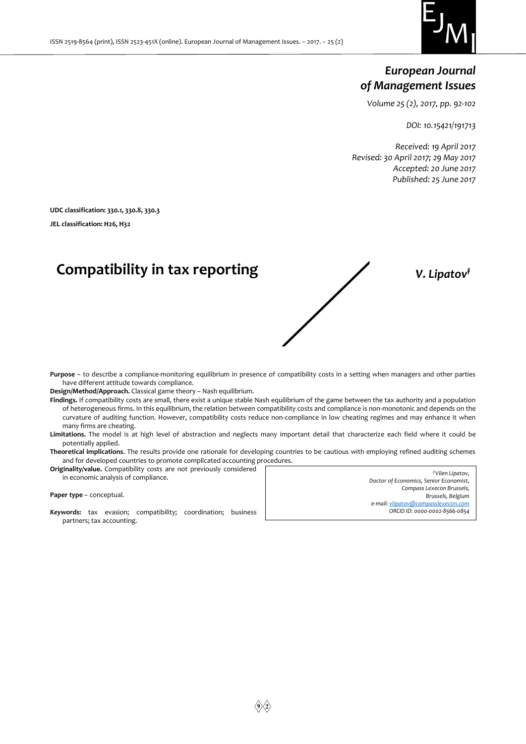# European Journal of Management Issues

*Volume 25 (2), 2017, pp. 92-102*

*DOI: 10.15421/191713*

*Received: 19 April 2017*
*Revised: 30 April 2017; 29 May 2017*
*Accepted: 20 June 2017*
*Published: 25 June 2017*

**UDC classification: 330.1, 330.8, 330.3**

**JEL classification: H26, H32**

# Compatibility in tax reporting

***V. Lipatov*** [‡]

**Purpose** – to describe a compliance-monitoring equilibrium in presence of compatibility costs in a setting when managers and other parties have different attitude towards compliance.

**Design/Method/Approach.** Classical game theory – Nash equilibrium.

**Findings.** If compatibility costs are small, there exist a unique stable Nash equilibrium of the game between the tax authority and a population of heterogeneous firms. In this equilibrium, the relation between compatibility costs and compliance is non-monotonic and depends on the curvature of auditing function. However, compatibility costs reduce non-compliance in low cheating regimes and may enhance it when many firms are cheating.

**Limitations.** The model is at high level of abstraction and neglects many important detail that characterize each field where it could be potentially applied.

**Theoretical implications**. The results provide one rationale for developing countries to be cautious with employing refined auditing schemes and for developed countries to promote complicated accounting procedures.

**Originality/value.** Compatibility costs are not previously considered in economic analysis of compliance.

**Paper type** – conceptual.

***Keywords:*** tax evasion; compatibility; coordination; business partners; tax accounting.

*[‡] Vilen Lipatov,*
*Doctor of Economics, Senior Economist,*
*Compass Lexecon Brussels,*
*Brussels, Belgium*
*e-mail: vlipatov@compasslexecon.com*
*ORCID ID: 0000-0002-8566-0854*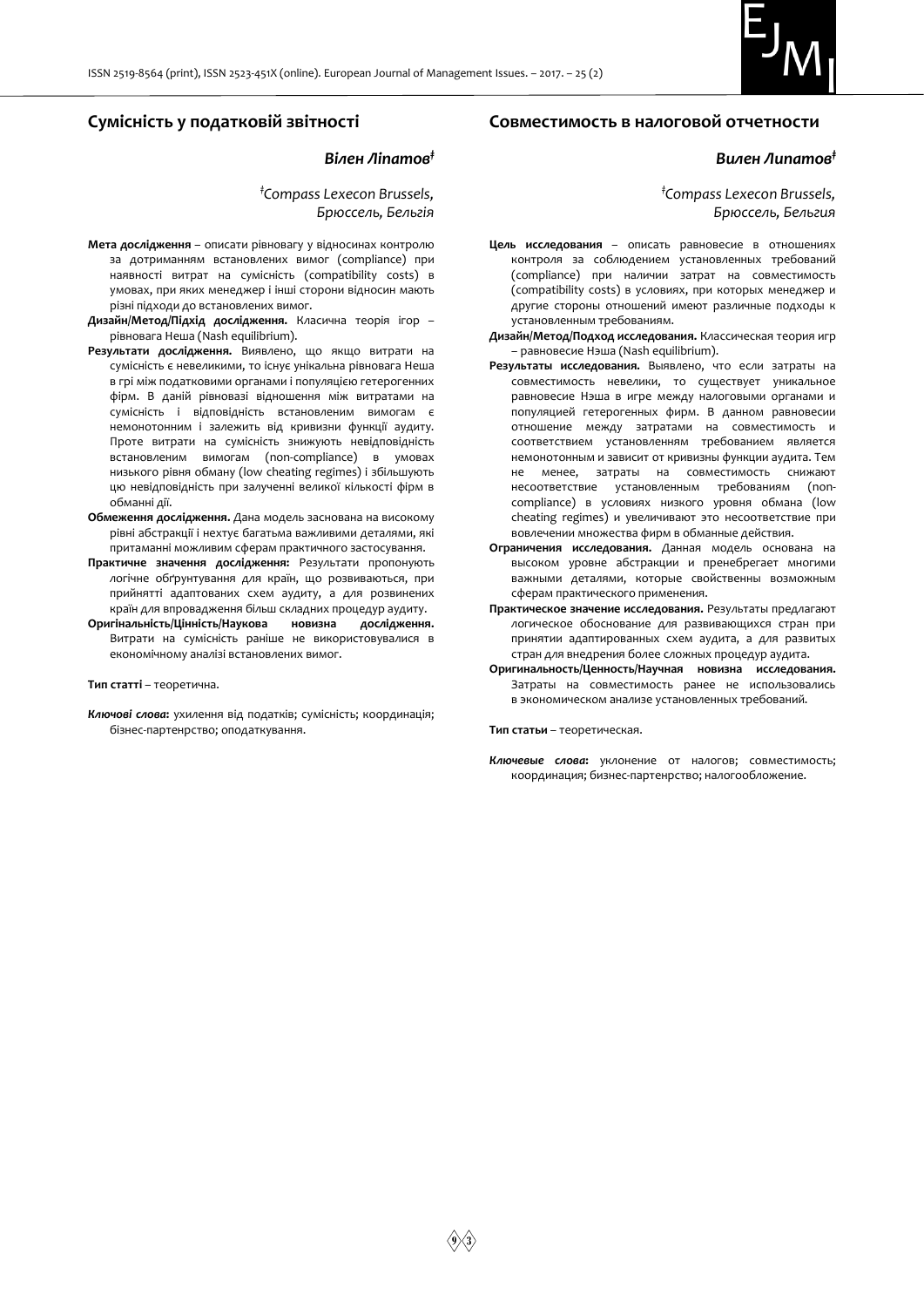## Сумісність у податковій звітності

### *Вілен Ліпатов*[‡]

*[‡]Compass Lexecon Brussels, Брюссель, Бельгія*

**Мета дослідження** – описати рівновагу у відносинах контролю за дотриманням встановлених вимог (compliance) при наявності витрат на сумісність (compatibility costs) в умовах, при яких менеджер і інші сторони відносин мають різні підходи до встановлених вимог.

**Дизайн/Метод/Підхід дослідження.** Класична теорія ігор – рівновага Неша (Nash equilibrium).

**Результати дослідження.** Виявлено, що якщо витрати на сумісність є невеликими, то існує унікальна рівновага Неша в грі між податковими органами і популяцією гетерогенних фірм. В даній рівновазі відношення між витратами на сумісність і відповідність встановленим вимогам є немонотонним і залежить від кривизни функції аудиту. Проте витрати на сумісність знижують невідповідність встановленим вимогам (non-compliance) в умовах низького рівня обману (low cheating regimes) і збільшують цю невідповідність при залученні великої кількості фірм в обманні дії.

**Обмеження дослідження.** Дана модель заснована на високому рівні абстракції і нехтує багатьма важливими деталями, які притаманні можливим сферам практичного застосування.

**Практичне значення дослідження:** Результати пропонують логічне обґрунтування для країн, що розвиваються, при прийнятті адаптованих схем аудиту, а для розвинених країн для впровадження більш складних процедур аудиту.

**Оригінальність/Цінність/Наукова новизна дослідження.** Витрати на сумісність раніше не використовувалися в економічному аналізі встановлених вимог.

**Тип статті** – теоретична.

***Ключові слова*:** ухилення від податків; сумісність; координація; бізнес-партенрство; оподаткування.

## Совместимость в налоговой отчетности

### *Вилен Липатов*[‡]

*[‡]Compass Lexecon Brussels, Брюссель, Бельгия*

**Цель исследования** – описать равновесие в отношениях контроля за соблюдением установленных требований (compliance) при наличии затрат на совместимость (compatibility costs) в условиях, при которых менеджер и другие стороны отношений имеют различные подходы к установленным требованиям.

**Дизайн/Метод/Подход исследования.** Классическая теория игр – равновесие Нэша (Nash equilibrium).

**Результаты исследования.** Выявлено, что если затраты на совместимость невелики, то существует уникальное равновесие Нэша в игре между налоговыми органами и популяцией гетерогенных фирм. В данном равновесии отношение между затратами на совместимость и соответствием установленням требованием является немонотонным и зависит от кривизны функции аудита. Тем не менее, затраты на совместимость снижают несоответствие установленным требованиям (non-compliance) в условиях низкого уровня обмана (low cheating regimes) и увеличивают это несоответствие при вовлечении множества фирм в обманные действия.

**Ограничения исследования.** Данная модель основана на высоком уровне абстракции и пренебрегает многими важными деталями, которые свойственны возможным сферам практического применения.

**Практическое значение исследования.** Результаты предлагают логическое обоснование для развивающихся стран при принятии адаптированных схем аудита, а для развитых стран для внедрения более сложных процедур аудита.

**Оригинальность/Ценность/Научная новизна исследования.** Затраты на совместимость ранее не использовались в экономическом анализе установленных требований.

**Тип статьи** – теоретическая.

***Ключевые слова*:** уклонение от налогов; совместимость; координация; бизнес-партенрство; налогообложение.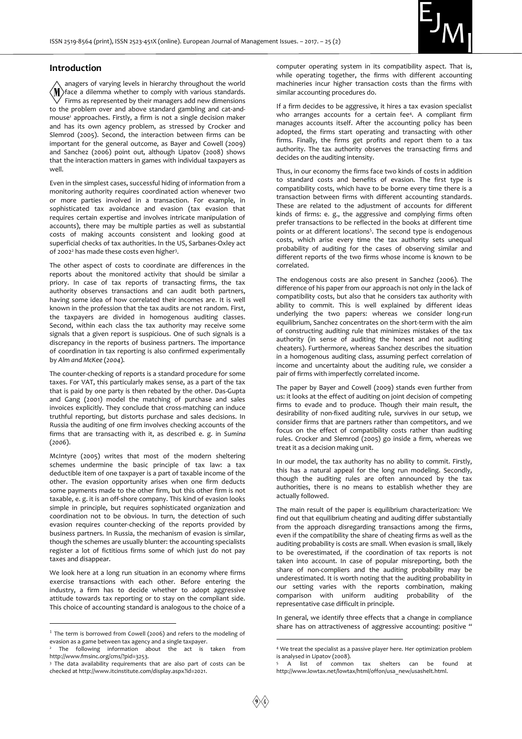## Introduction

Managers of varying levels in hierarchy throughout the world face a dilemma whether to comply with various standards. Firms as represented by their managers add new dimensions to the problem over and above standard gambling and cat-and-mouse[1] approaches. Firstly, a firm is not a single decision maker and has its own agency problem, as stressed by Crocker and Slemrod (2005). Second, the interaction between firms can be important for the general outcome, as Bayer and Cowell (2009) and Sanchez (2006) point out, although Lipatov (2008) shows that the interaction matters in games with individual taxpayers as well.

Even in the simplest cases, successful hiding of information from a monitoring authority requires coordinated action whenever two or more parties involved in a transaction. For example, in sophisticated tax avoidance and evasion (tax evasion that requires certain expertise and involves intricate manipulation of accounts), there may be multiple parties as well as substantial costs of making accounts consistent and looking good at superficial checks of tax authorities. In the US, Sarbanes-Oxley act of 2002[2] has made these costs even higher[3].

The other aspect of costs to coordinate are differences in the reports about the monitored activity that should be similar a priory. In case of tax reports of transacting firms, the tax authority observes transactions and can audit both partners, having some idea of how correlated their incomes are. It is well known in the profession that the tax audits are not random. First, the taxpayers are divided in homogenous auditing classes. Second, within each class the tax authority may receive some signals that a given report is suspicious. One of such signals is a discrepancy in the reports of business partners. The importance of coordination in tax reporting is also confirmed experimentally by *Alm and McKee (2004)*.

The counter-checking of reports is a standard procedure for some taxes. For VAT, this particularly makes sense, as a part of the tax that is paid by one party is then rebated by the other. Das-Gupta and Gang (2001) model the matching of purchase and sales invoices explicitly. They conclude that cross-matching can induce truthful reporting, but distorts purchase and sales decisions. In Russia the auditing of one firm involves checking accounts of the firms that are transacting with it, as described e. g. in *Sumina (2006)*.

McIntyre (2005) writes that most of the modern sheltering schemes undermine the basic principle of tax law: a tax deductible item of one taxpayer is a part of taxable income of the other. The evasion opportunity arises when one firm deducts some payments made to the other firm, but this other firm is not taxable, e. g. it is an off-shore company. This kind of evasion looks simple in principle, but requires sophisticated organization and coordination not to be obvious. In turn, the detection of such evasion requires counter-checking of the reports provided by business partners. In Russia, the mechanism of evasion is similar, though the schemes are usually blunter: the accounting specialists register a lot of fictitious firms some of which just do not pay taxes and disappear.

We look here at a long run situation in an economy where firms exercise transactions with each other. Before entering the industry, a firm has to decide whether to adopt aggressive attitude towards tax reporting or to stay on the compliant side. This choice of accounting standard is analogous to the choice of a computer operating system in its compatibility aspect. That is, while operating together, the firms with different accounting machineries incur higher transaction costs than the firms with similar accounting procedures do.

If a firm decides to be aggressive, it hires a tax evasion specialist who arranges accounts for a certain fee[4]. A compliant firm manages accounts itself. After the accounting policy has been adopted, the firms start operating and transacting with other firms. Finally, the firms get profits and report them to a tax authority. The tax authority observes the transacting firms and decides on the auditing intensity.

Thus, in our economy the firms face two kinds of costs in addition to standard costs and benefits of evasion. The first type is compatibility costs, which have to be borne every time there is a transaction between firms with different accounting standards. These are related to the adjustment of accounts for different kinds of firms: e. g., the aggressive and complying firms often prefer transactions to be reflected in the books at different time points or at different locations[5]. The second type is endogenous costs, which arise every time the tax authority sets unequal probability of auditing for the cases of observing similar and different reports of the two firms whose income is known to be correlated.

The endogenous costs are also present in Sanchez (2006). The difference of his paper from our approach is not only in the lack of compatibility costs, but also that he considers tax authority with ability to commit. This is well explained by different ideas underlying the two papers: whereas we consider long-run equilibrium, Sanchez concentrates on the short-term with the aim of constructing auditing rule that minimizes mistakes of the tax authority (in sense of auditing the honest and not auditing cheaters). Furthermore, whereas Sanchez describes the situation in a homogenous auditing class, assuming perfect correlation of income and uncertainty about the auditing rule, we consider a pair of firms with imperfectly correlated income.

The paper by Bayer and Cowell (2009) stands even further from us: it looks at the effect of auditing on joint decision of competing firms to evade and to produce. Though their main result, the desirability of non-fixed auditing rule, survives in our setup, we consider firms that are partners rather than competitors, and we focus on the effect of compatibility costs rather than auditing rules. Crocker and Slemrod (2005) go inside a firm, whereas we treat it as a decision making unit.

In our model, the tax authority has no ability to commit. Firstly, this has a natural appeal for the long run modeling. Secondly, though the auditing rules are often announced by the tax authorities, there is no means to establish whether they are actually followed.

The main result of the paper is equilibrium characterization: We find out that equilibrium cheating and auditing differ substantially from the approach disregarding transactions among the firms, even if the compatibility the share of cheating firms as well as the auditing probability is costs are small. When evasion is small, likely to be overestimated, if the coordination of tax reports is not taken into account. In case of popular misreporting, both the share of non-compliers and the auditing probability may be underestimated. It is worth noting that the auditing probability in our setting varies with the reports combination, making comparison with uniform auditing probability of the representative case difficult in principle.

In general, we identify three effects that a change in compliance share has on attractiveness of aggressive accounting: positive "

---

[1] The term is borrowed from Cowell (2006) and refers to the modeling of evasion as a game between tax agency and a single taxpayer.

[2] The following information about the act is taken from http://www.fmsinc.org/cms/?pid=3253.

[3] The data availability requirements that are also part of costs can be checked at http://www.itcinstitute.com/display.aspx?id=2021.

[4] We treat the specialist as a passive player here. Her optimization problem is analysed in Lipatov (2008).

[5] A list of common tax shelters can be found at http://www.lowtax.net/lowtax/html/offon/usa_new/usashelt.html.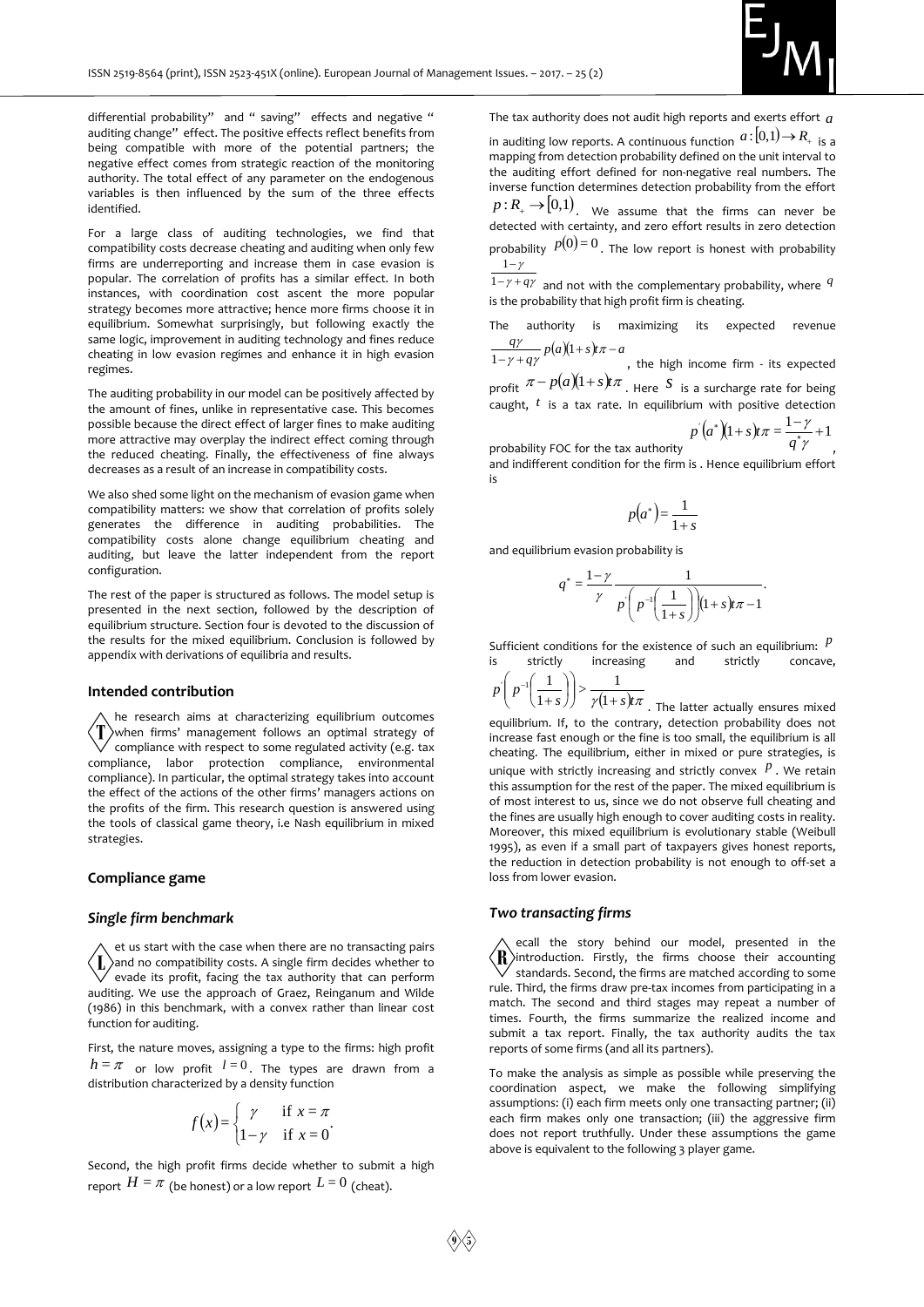differential probability" and " saving" effects and negative " auditing change" effect. The positive effects reflect benefits from being compatible with more of the potential partners; the negative effect comes from strategic reaction of the monitoring authority. The total effect of any parameter on the endogenous variables is then influenced by the sum of the three effects identified.

For a large class of auditing technologies, we find that compatibility costs decrease cheating and auditing when only few firms are underreporting and increase them in case evasion is popular. The correlation of profits has a similar effect. In both instances, with coordination cost ascent the more popular strategy becomes more attractive; hence more firms choose it in equilibrium. Somewhat surprisingly, but following exactly the same logic, improvement in auditing technology and fines reduce cheating in low evasion regimes and enhance it in high evasion regimes.

The auditing probability in our model can be positively affected by the amount of fines, unlike in representative case. This becomes possible because the direct effect of larger fines to make auditing more attractive may overplay the indirect effect coming through the reduced cheating. Finally, the effectiveness of fine always decreases as a result of an increase in compatibility costs.

We also shed some light on the mechanism of evasion game when compatibility matters: we show that correlation of profits solely generates the difference in auditing probabilities. The compatibility costs alone change equilibrium cheating and auditing, but leave the latter independent from the report configuration.

The rest of the paper is structured as follows. The model setup is presented in the next section, followed by the description of equilibrium structure. Section four is devoted to the discussion of the results for the mixed equilibrium. Conclusion is followed by appendix with derivations of equilibria and results.

### Intended contribution

The research aims at characterizing equilibrium outcomes when firms' management follows an optimal strategy of compliance with respect to some regulated activity (e.g. tax compliance, labor protection compliance, environmental compliance). In particular, the optimal strategy takes into account the effect of the actions of the other firms' managers actions on the profits of the firm. This research question is answered using the tools of classical game theory, i.e Nash equilibrium in mixed strategies.

### Compliance game

#### *Single firm benchmark*

Let us start with the case when there are no transacting pairs and no compatibility costs. A single firm decides whether to evade its profit, facing the tax authority that can perform auditing. We use the approach of Graez, Reinganum and Wilde (1986) in this benchmark, with a convex rather than linear cost function for auditing.

First, the nature moves, assigning a type to the firms: high profit $h = \pi$ or low profit $l = 0$. The types are drawn from a distribution characterized by a density function

$$f(x) = \begin{cases} \gamma & \text{if } x = \pi \\ 1-\gamma & \text{if } x = 0 \end{cases}.$$

Second, the high profit firms decide whether to submit a high report $H = \pi$ (be honest) or a low report $L = 0$ (cheat).

The tax authority does not audit high reports and exerts effort $a$ in auditing low reports. A continuous function $a:[0,1) \to R_+$ is a mapping from detection probability defined on the unit interval to the auditing effort defined for non-negative real numbers. The inverse function determines detection probability from the effort $p: R_+ \to [0,1)$. We assume that the firms can never be detected with certainty, and zero effort results in zero detection probability $p(0) = 0$. The low report is honest with probability $\frac{1-\gamma}{1-\gamma+q\gamma}$ and not with the complementary probability, where $q$ is the probability that high profit firm is cheating.

The authority is maximizing its expected revenue $\frac{q\gamma}{1-\gamma+q\gamma} p(a)(1+s)t\pi - a$, the high income firm - its expected profit $\pi - p(a)(1+s)t\pi$. Here $s$ is a surcharge rate for being caught, $t$ is a tax rate. In equilibrium with positive detection probability FOC for the tax authority $p'(a^*)(1+s)t\pi = \frac{1-\gamma}{q^*\gamma} + 1$, and indifferent condition for the firm is . Hence equilibrium effort is

$$p(a^*) = \frac{1}{1+s}$$

and equilibrium evasion probability is

$$q^* = \frac{1-\gamma}{\gamma} \frac{1}{p'\left(p^{-1}\left(\frac{1}{1+s}\right)\right)(1+s)t\pi - 1}.$$

Sufficient conditions for the existence of such an equilibrium: $p$ is strictly increasing and strictly concave, $p'\left(p^{-1}\left(\frac{1}{1+s}\right)\right) > \frac{1}{\gamma(1+s)t\pi}$. The latter actually ensures mixed equilibrium. If, to the contrary, detection probability does not increase fast enough or the fine is too small, the equilibrium is all cheating. The equilibrium, either in mixed or pure strategies, is unique with strictly increasing and strictly convex $p$. We retain this assumption for the rest of the paper. The mixed equilibrium is of most interest to us, since we do not observe full cheating and the fines are usually high enough to cover auditing costs in reality. Moreover, this mixed equilibrium is evolutionary stable (Weibull 1995), as even if a small part of taxpayers gives honest reports, the reduction in detection probability is not enough to off-set a loss from lower evasion.

#### *Two transacting firms*

Recall the story behind our model, presented in the introduction. Firstly, the firms choose their accounting standards. Second, the firms are matched according to some rule. Third, the firms draw pre-tax incomes from participating in a match. The second and third stages may repeat a number of times. Fourth, the firms summarize the realized income and submit a tax report. Finally, the tax authority audits the tax reports of some firms (and all its partners).

To make the analysis as simple as possible while preserving the coordination aspect, we make the following simplifying assumptions: (i) each firm meets only one transacting partner; (ii) each firm makes only one transaction; (iii) the aggressive firm does not report truthfully. Under these assumptions the game above is equivalent to the following 3 player game.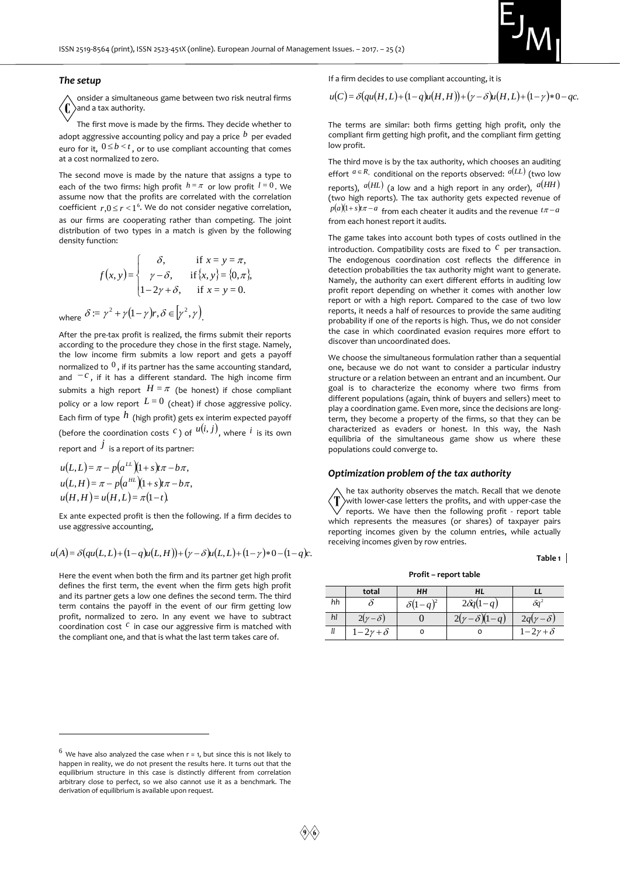### The setup

Consider a simultaneous game between two risk neutral firms and a tax authority.

The first move is made by the firms. They decide whether to adopt aggressive accounting policy and pay a price $b$ per evaded euro for it, $0 \le b < t$, or to use compliant accounting that comes at a cost normalized to zero.

The second move is made by the nature that assigns a type to each of the two firms: high profit $h = \pi$ or low profit $l = 0$. We assume now that the profits are correlated with the correlation coefficient $r, 0 \le r < 1$[6]. We do not consider negative correlation, as our firms are cooperating rather than competing. The joint distribution of two types in a match is given by the following density function:

$$f(x,y) = \begin{cases} \delta, & \text{if } x = y = \pi, \\ \gamma - \delta, & \text{if } \{x,y\} = \{0,\pi\}, \\ 1 - 2\gamma + \delta, & \text{if } x = y = 0. \end{cases}$$

where $\delta := \gamma^2 + \gamma(1-\gamma)r, \delta \in [\gamma^2, \gamma)$.

After the pre-tax profit is realized, the firms submit their reports according to the procedure they chose in the first stage. Namely, the low income firm submits a low report and gets a payoff normalized to $0$, if its partner has the same accounting standard, and $-c$, if it has a different standard. The high income firm submits a high report $H = \pi$ (be honest) if chose compliant policy or a low report $L = 0$ (cheat) if chose aggressive policy. Each firm of type $h$ (high profit) gets ex interim expected payoff (before the coordination costs $c$) of $u(i,j)$, where $i$ is its own report and $j$ is a report of its partner:

$$u(L,L) = \pi - p(a^{LL})(1+s)t\pi - b\pi,$$
$$u(L,H) = \pi - p(a^{HL})(1+s)t\pi - b\pi,$$
$$u(H,H) = u(H,L) = \pi(1-t).$$

Ex ante expected profit is then the following. If a firm decides to use aggressive accounting,

$$u(A) = \delta(qu(L,L) + (1-q)u(L,H)) + (\gamma - \delta)u(L,L) + (1-\gamma)*0 - (1-q)c.$$

Here the event when both the firm and its partner get high profit defines the first term, the event when the firm gets high profit and its partner gets a low one defines the second term. The third term contains the payoff in the event of our firm getting low profit, normalized to zero. In any event we have to subtract coordination cost $c$ in case our aggressive firm is matched with the compliant one, and that is what the last term takes care of.

If a firm decides to use compliant accounting, it is

$$u(C) = \delta(qu(H,L) + (1-q)u(H,H)) + (\gamma - \delta)u(H,L) + (1-\gamma)*0 - qc.$$

The terms are similar: both firms getting high profit, only the compliant firm getting high profit, and the compliant firm getting low profit.

The third move is by the tax authority, which chooses an auditing effort $a \in R_+$ conditional on the reports observed: $a(LL)$ (two low reports), $a(HL)$ (a low and a high report in any order), $a(HH)$ (two high reports). The tax authority gets expected revenue of $p(a)(1+s)t\pi - a$ from each cheater it audits and the revenue $t\pi - a$ from each honest report it audits.

The game takes into account both types of costs outlined in the introduction. Compatibility costs are fixed to $c$ per transaction. The endogenous coordination cost reflects the difference in detection probabilities the tax authority might want to generate. Namely, the authority can exert different efforts in auditing low profit report depending on whether it comes with another low report or with a high report. Compared to the case of two low reports, it needs a half of resources to provide the same auditing probability if one of the reports is high. Thus, we do not consider the case in which coordinated evasion requires more effort to discover than uncoordinated does.

We choose the simultaneous formulation rather than a sequential one, because we do not want to consider a particular industry structure or a relation between an entrant and an incumbent. Our goal is to characterize the economy where two firms from different populations (again, think of buyers and sellers) meet to play a coordination game. Even more, since the decisions are long-term, they become a property of the firms, so that they can be characterized as evaders or honest. In this way, the Nash equilibria of the simultaneous game show us where these populations could converge to.

### Optimization problem of the tax authority

The tax authority observes the match. Recall that we denote with lower-case letters the profits, and with upper-case the reports. We have then the following profit - report table which represents the measures (or shares) of taxpayer pairs reporting incomes given by the column entries, while actually receiving incomes given by row entries.

**Table 1**

**Profit – report table**

| | total | *HH* | *HL* | *LL* |
|---|---|---|---|---|
| *hh* | $\delta$ | $\delta(1-q)^2$ | $2\delta q(1-q)$ | $\delta q^2$ |
| *hl* | $2(\gamma-\delta)$ | $0$ | $2(\gamma-\delta)(1-q)$ | $2q(\gamma-\delta)$ |
| *ll* | $1-2\gamma+\delta$ | 0 | 0 | $1-2\gamma+\delta$ |

[6] We have also analyzed the case when r = 1, but since this is not likely to happen in reality, we do not present the results here. It turns out that the equilibrium structure in this case is distinctly different from correlation arbitrary close to perfect, so we also cannot use it as a benchmark. The derivation of equilibrium is available upon request.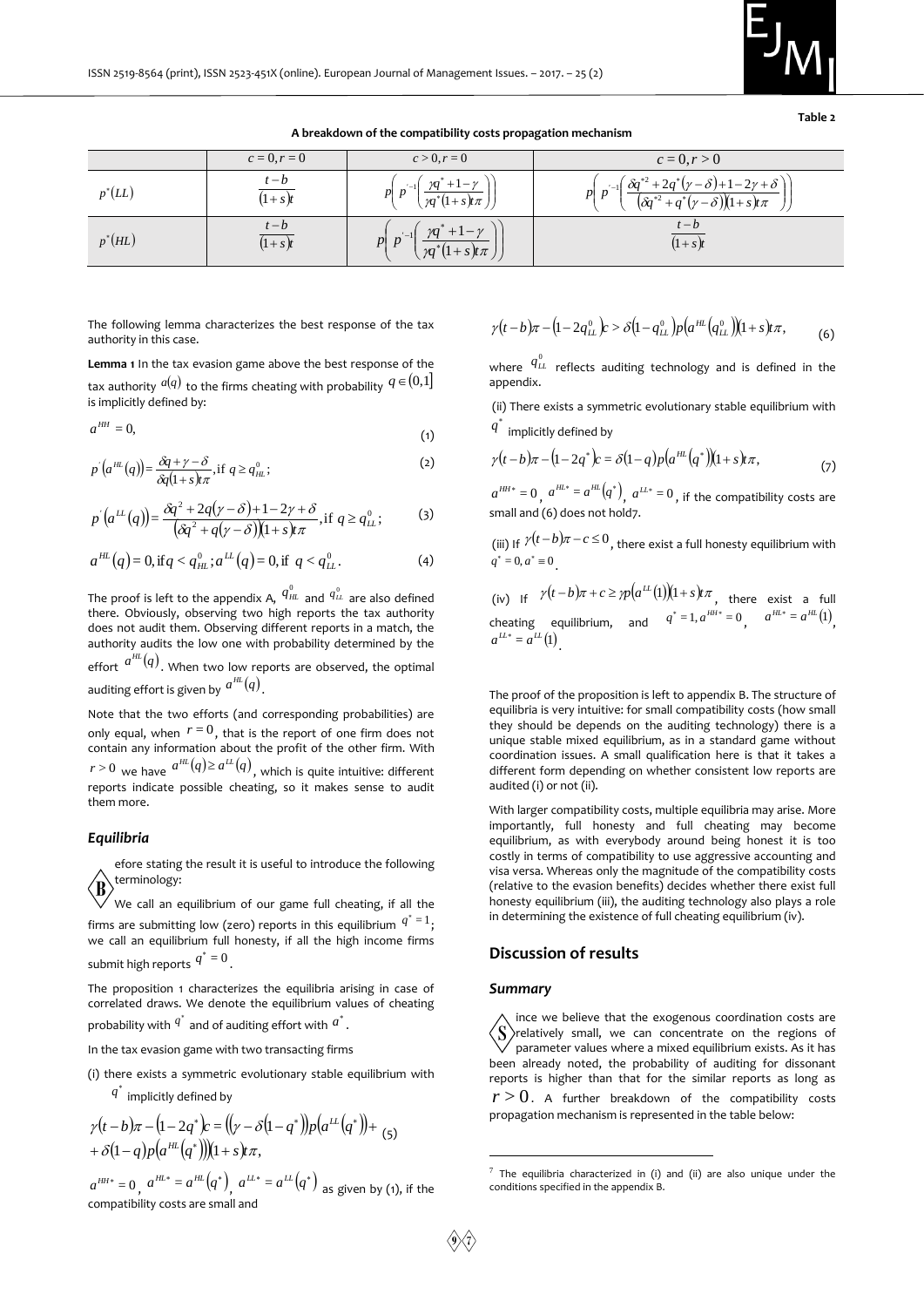**Table 2**

**A breakdown of the compatibility costs propagation mechanism**

| | $c=0, r=0$ | $c>0, r=0$ | $c=0, r>0$ |
|---|---|---|---|
| $p^*(LL)$ | $\frac{t-b}{(1+s)t}$ | $p\left(p^{'-1}\left(\frac{\gamma q^*+1-\gamma}{\gamma q^*(1+s)t\pi}\right)\right)$ | $p\left(p^{'-1}\left(\frac{\delta q^{*2}+2q^*(\gamma-\delta)+1-2\gamma+\delta}{\left(\delta q^{*2}+q^*(\gamma-\delta)\right)(1+s)t\pi}\right)\right)$ |
| $p^*(HL)$ | $\frac{t-b}{(1+s)t}$ | $p\left(p^{'-1}\left(\frac{\gamma q^*+1-\gamma}{\gamma q^*(1+s)t\pi}\right)\right)$ | $\frac{t-b}{(1+s)t}$ |

The following lemma characterizes the best response of the tax authority in this case.

**Lemma 1** In the tax evasion game above the best response of the tax authority $a(q)$ to the firms cheating with probability $q\in(0,1]$ is implicitly defined by:

$$a^{HH}=0, \tag{1}$$

$$p'\left(a^{HL}(q)\right)=\frac{\delta q+\gamma-\delta}{\delta q(1+s)t\pi}, \text{if } q\geq q_{HL}^0; \tag{2}$$

$$p'\left(a^{LL}(q)\right)=\frac{\delta q^2+2q(\gamma-\delta)+1-2\gamma+\delta}{\left(\delta q^2+q(\gamma-\delta)\right)(1+s)t\pi}, \text{if } q\geq q_{LL}^0; \tag{3}$$

$$a^{HL}(q)=0, \text{if } q<q_{HL}^0;\ a^{LL}(q)=0, \text{if } q<q_{LL}^0. \tag{4}$$

The proof is left to the appendix A, $q_{HL}^0$ and $q_{LL}^0$ are also defined there. Obviously, observing two high reports the tax authority does not audit them. Observing different reports in a match, the authority audits the low one with probability determined by the effort $a^{HL}(q)$. When two low reports are observed, the optimal auditing effort is given by $a^{HL}(q)$.

Note that the two efforts (and corresponding probabilities) are only equal, when $r=0$, that is the report of one firm does not contain any information about the profit of the other firm. With $r>0$ we have $a^{HL}(q)\geq a^{LL}(q)$, which is quite intuitive: different reports indicate possible cheating, so it makes sense to audit them more.

### *Equilibria*

Before stating the result it is useful to introduce the following terminology:

We call an equilibrium of our game full cheating, if all the firms are submitting low (zero) reports in this equilibrium $q^*=1$; we call an equilibrium full honesty, if all the high income firms submit high reports $q^*=0$.

The proposition 1 characterizes the equilibria arising in case of correlated draws. We denote the equilibrium values of cheating probability with $q^*$ and of auditing effort with $a^*$.

In the tax evasion game with two transacting firms

(i) there exists a symmetric evolutionary stable equilibrium with $q^*$ implicitly defined by

$$\gamma(t-b)\pi-(1-2q^*)c=\left((\gamma-\delta(1-q^*))p\left(a^{LL}(q^*)\right)+\delta(1-q)p\left(a^{HL}(q^*)\right)\right)(1+s)t\pi, \tag{5}$$

$a^{HH*}=0$, $a^{HL*}=a^{HL}(q^*)$, $a^{LL*}=a^{LL}(q^*)$ as given by (1), if the compatibility costs are small and

$$\gamma(t-b)\pi-(1-2q_{LL}^0)c>\delta(1-q_{LL}^0)p\left(a^{HL}(q_{LL}^0)\right)(1+s)t\pi, \tag{6}$$

where $q_{LL}^0$ reflects auditing technology and is defined in the appendix.

(ii) There exists a symmetric evolutionary stable equilibrium with $q^*$ implicitly defined by

$$\gamma(t-b)\pi-(1-2q^*)c=\delta(1-q)p\left(a^{HL}(q^*)\right)(1+s)t\pi, \tag{7}$$

$a^{HH*}=0$, $a^{HL*}=a^{HL}(q^*)$, $a^{LL*}=0$, if the compatibility costs are small and (6) does not hold[7].

(iii) If $\gamma(t-b)\pi-c\leq 0$, there exist a full honesty equilibrium with $q^*=0, a^*\equiv 0$.

(iv) If $\gamma(t-b)\pi+c\geq\gamma p\left(a^{LL}(1)\right)(1+s)t\pi$, there exist a full cheating equilibrium, and $q^*=1, a^{HH*}=0$, $a^{HL*}=a^{HL}(1)$, $a^{LL*}=a^{LL}(1)$.

The proof of the proposition is left to appendix B. The structure of equilibria is very intuitive: for small compatibility costs (how small they should be depends on the auditing technology) there is a unique stable mixed equilibrium, as in a standard game without coordination issues. A small qualification here is that it takes a different form depending on whether consistent low reports are audited (i) or not (ii).

With larger compatibility costs, multiple equilibria may arise. More importantly, full honesty and full cheating may become equilibrium, as with everybody around being honest it is too costly in terms of compatibility to use aggressive accounting and visa versa. Whereas only the magnitude of the compatibility costs (relative to the evasion benefits) decides whether there exist full honesty equilibrium (iii), the auditing technology also plays a role in determining the existence of full cheating equilibrium (iv).

## Discussion of results

### *Summary*

Since we believe that the exogenous coordination costs are relatively small, we can concentrate on the regions of parameter values where a mixed equilibrium exists. As it has been already noted, the probability of auditing for dissonant reports is higher than that for the similar reports as long as $r>0$. A further breakdown of the compatibility costs propagation mechanism is represented in the table below:

[7] The equilibria characterized in (i) and (ii) are also unique under the conditions specified in the appendix B.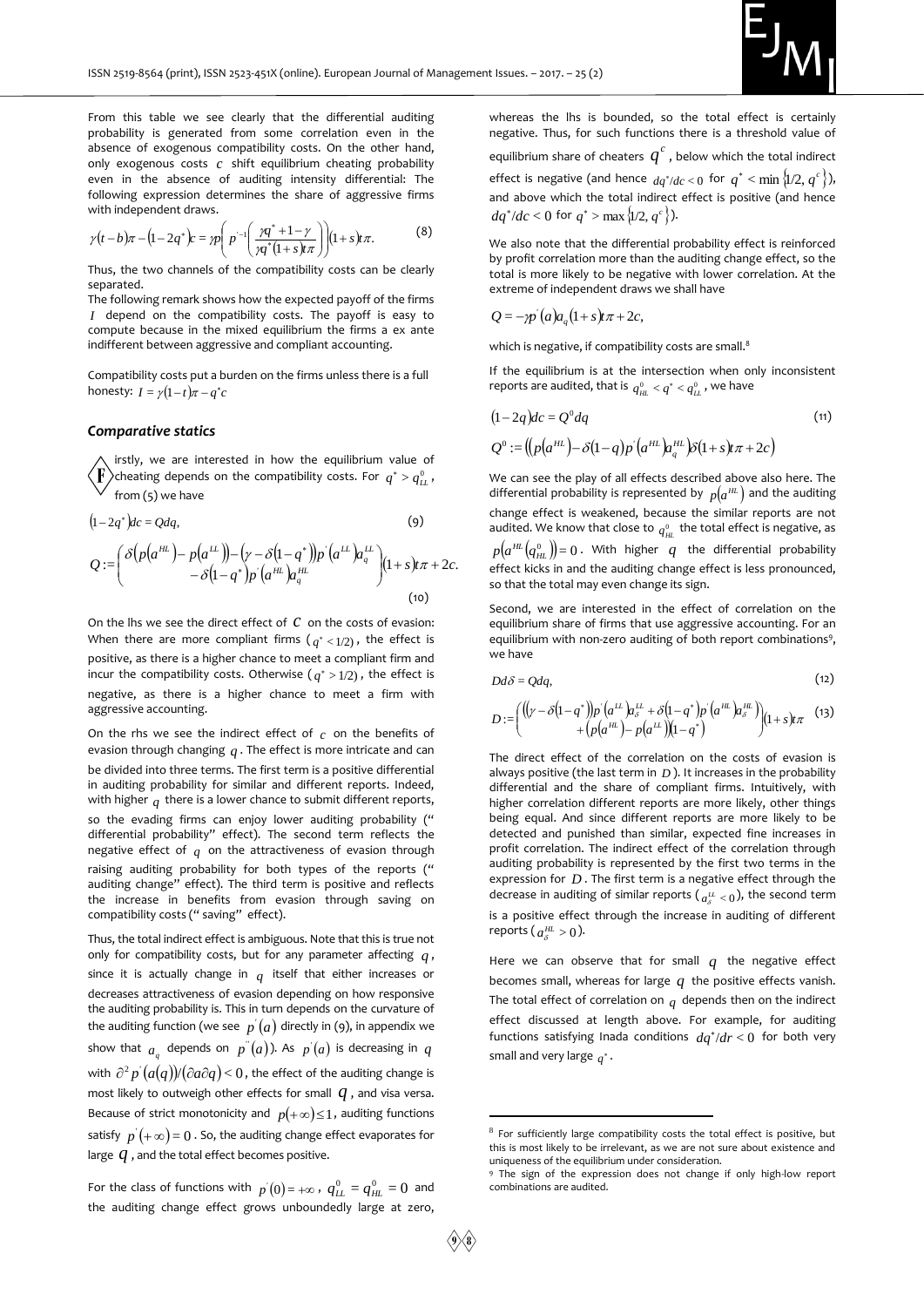From this table we see clearly that the differential auditing probability is generated from some correlation even in the absence of exogenous compatibility costs. On the other hand, only exogenous costs $c$ shift equilibrium cheating probability even in the absence of auditing intensity differential: The following expression determines the share of aggressive firms with independent draws.

$$\gamma(t-b)\pi - (1-2q^*)c = \gamma p\left(p'^{-1}\left(\frac{\gamma q^* + 1 - \gamma}{\gamma q^*(1+s)t\pi}\right)\right)(1+s)t\pi. \tag{8}$$

Thus, the two channels of the compatibility costs can be clearly separated.

The following remark shows how the expected payoff of the firms $I$ depend on the compatibility costs. The payoff is easy to compute because in the mixed equilibrium the firms a ex ante indifferent between aggressive and compliant accounting.

Compatibility costs put a burden on the firms unless there is a full honesty: $I = \gamma(1-t)\pi - q^*c$

### Comparative statics

Firstly, we are interested in how the equilibrium value of cheating depends on the compatibility costs. For $q^* > q^0_{LL}$, from (5) we have

$$(1-2q^*)dc = Qdq, \tag{9}$$

$$Q := \begin{pmatrix} \delta\left(p\left(a^{HL}\right) - p\left(a^{LL}\right)\right) - \left(\gamma - \delta(1-q^*)\right)p'\left(a^{LL}\right)a^{LL}_q \\ -\delta(1-q^*)p'\left(a^{HL}\right)a^{HL}_q \end{pmatrix}(1+s)t\pi + 2c. \tag{10}$$

On the lhs we see the direct effect of $c$ on the costs of evasion: When there are more compliant firms ($q^* < 1/2$), the effect is positive, as there is a higher chance to meet a compliant firm and incur the compatibility costs. Otherwise ($q^* > 1/2$), the effect is negative, as there is a higher chance to meet a firm with aggressive accounting.

On the rhs we see the indirect effect of $c$ on the benefits of evasion through changing $q$. The effect is more intricate and can be divided into three terms. The first term is a positive differential in auditing probability for similar and different reports. Indeed, with higher $q$ there is a lower chance to submit different reports, so the evading firms can enjoy lower auditing probability (" differential probability" effect). The second term reflects the negative effect of $q$ on the attractiveness of evasion through raising auditing probability for both types of the reports (" auditing change" effect). The third term is positive and reflects the increase in benefits from evasion through saving on compatibility costs (" saving" effect).

Thus, the total indirect effect is ambiguous. Note that this is true not only for compatibility costs, but for any parameter affecting $q$, since it is actually change in $q$ itself that either increases or decreases attractiveness of evasion depending on how responsive the auditing probability is. This in turn depends on the curvature of the auditing function (we see $p'(a)$ directly in (9), in appendix we show that $a_q$ depends on $p''(a)$). As $p'(a)$ is decreasing in $q$ with $\partial^2 p'(a(q))/(\partial a \partial q) < 0$, the effect of the auditing change is most likely to outweigh other effects for small $q$, and visa versa. Because of strict monotonicity and $p(+\infty) \leq 1$, auditing functions satisfy $p'(+\infty) = 0$. So, the auditing change effect evaporates for large $q$, and the total effect becomes positive.

For the class of functions with $p'(0) = +\infty$, $q^0_{LL} = q^0_{HL} = 0$ and the auditing change effect grows unboundedly large at zero, whereas the lhs is bounded, so the total effect is certainly negative. Thus, for such functions there is a threshold value of equilibrium share of cheaters $q^c$, below which the total indirect effect is negative (and hence $dq^*/dc < 0$ for $q^* < \min\{1/2, q^c\}$), and above which the total indirect effect is positive (and hence $dq^*/dc < 0$ for $q^* > \max\{1/2, q^c\}$).

We also note that the differential probability effect is reinforced by profit correlation more than the auditing change effect, so the total is more likely to be negative with lower correlation. At the extreme of independent draws we shall have

$$Q = -\gamma p'(a)a_q(1+s)t\pi + 2c,$$

which is negative, if compatibility costs are small.[8]

If the equilibrium is at the intersection when only inconsistent reports are audited, that is $q^0_{HL} < q^* < q^0_{LL}$, we have

$$(1-2q)dc = Q^0 dq \tag{11}$$

$$Q^0 := \left(\left(p\left(a^{HL}\right) - \delta(1-q)p'\left(a^{HL}\right)a^{HL}_q\right)\delta(1+s)t\pi + 2c\right)$$

We can see the play of all effects described above also here. The differential probability is represented by $p\left(a^{HL}\right)$ and the auditing change effect is weakened, because the similar reports are not audited. We know that close to $q^0_{HL}$ the total effect is negative, as $p\left(a^{HL}\left(q^0_{HL}\right)\right) = 0$. With higher $q$ the differential probability effect kicks in and the auditing change effect is less pronounced, so that the total may even change its sign.

Second, we are interested in the effect of correlation on the equilibrium share of firms that use aggressive accounting. For an equilibrium with non-zero auditing of both report combinations[9], we have

$$Dd\delta = Qdq, \tag{12}$$

$$D := \begin{pmatrix} \left(\left(\gamma - \delta(1-q^*)\right)p'\left(a^{LL}\right)a^{LL}_\delta + \delta(1-q^*)p'\left(a^{HL}\right)a^{HL}_\delta\right) \\ +\left(p\left(a^{HL}\right) - p\left(a^{LL}\right)\right)(1-q^*) \end{pmatrix}(1+s)t\pi \tag{13}$$

The direct effect of the correlation on the costs of evasion is always positive (the last term in $D$). It increases in the probability differential and the share of compliant firms. Intuitively, with higher correlation different reports are more likely, other things being equal. And since different reports are more likely to be detected and punished than similar, expected fine increases in profit correlation. The indirect effect of the correlation through auditing probability is represented by the first two terms in the expression for $D$. The first term is a negative effect through the decrease in auditing of similar reports ($a^{LL}_\delta < 0$), the second term is a positive effect through the increase in auditing of different reports ($a^{HL}_\delta > 0$).

Here we can observe that for small $q$ the negative effect becomes small, whereas for large $q$ the positive effects vanish. The total effect of correlation on $q$ depends then on the indirect effect discussed at length above. For example, for auditing functions satisfying Inada conditions $dq^*/dr < 0$ for both very small and very large $q^*$.

---

[8] For sufficiently large compatibility costs the total effect is positive, but this is most likely to be irrelevant, as we are not sure about existence and uniqueness of the equilibrium under consideration.

[9] The sign of the expression does not change if only high-low report combinations are audited.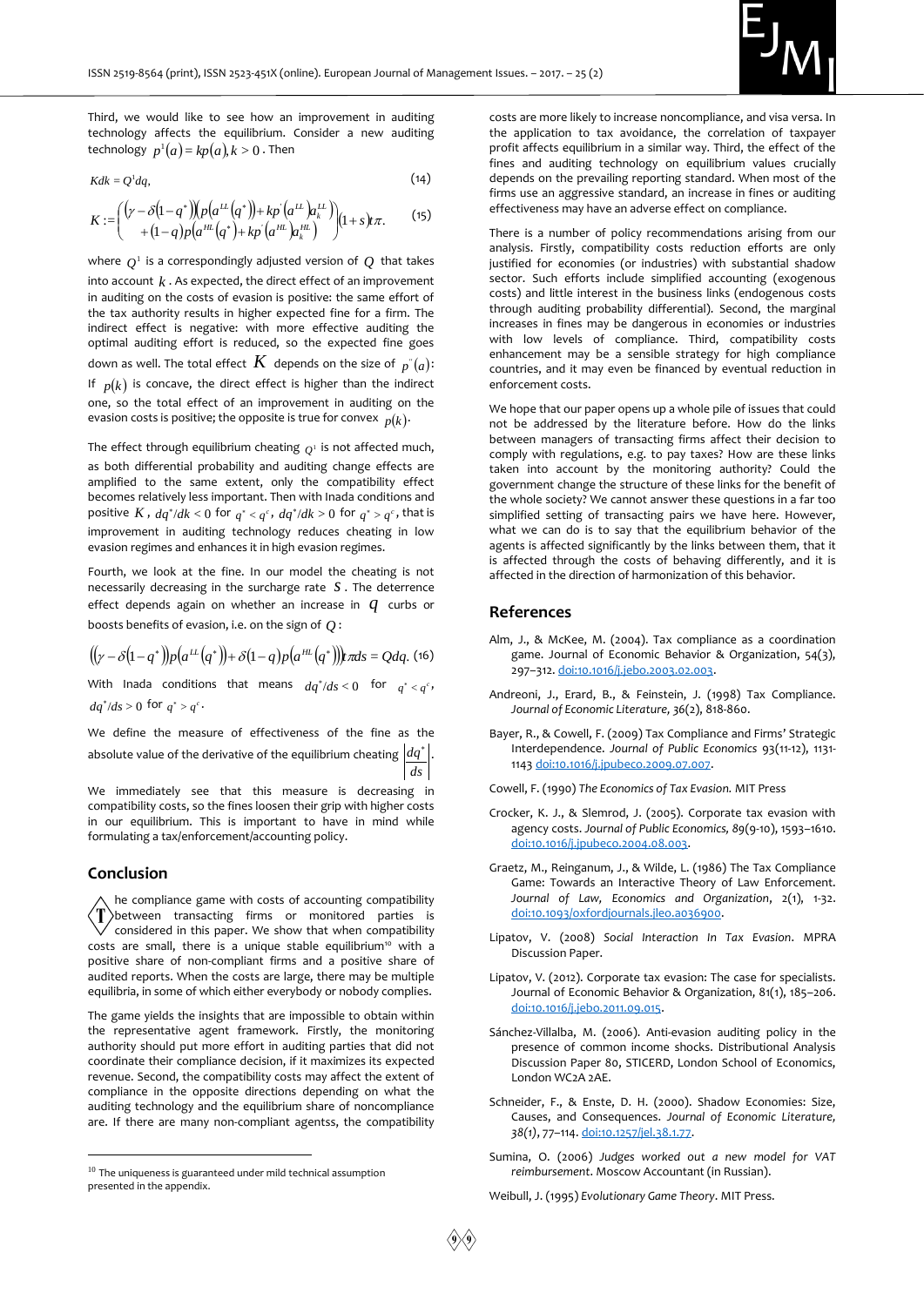Third, we would like to see how an improvement in auditing technology affects the equilibrium. Consider a new auditing technology $p^1(a) = kp(a), k > 0$. Then

$$Kdk = Q^1 dq, \tag{14}$$

$$K := \begin{pmatrix} (\gamma - \delta(1-q^*))(p(a^{LL}(q^*)) + kp'(a^{LL})a_k^{LL}) \\ + (1-q)p(a^{HL}(q^*) + kp'(a^{HL})a_k^{HL}) \end{pmatrix}(1+s)t\pi. \tag{15}$$

where $Q^1$ is a correspondingly adjusted version of $Q$ that takes into account $k$. As expected, the direct effect of an improvement in auditing on the costs of evasion is positive: the same effort of the tax authority results in higher expected fine for a firm. The indirect effect is negative: with more effective auditing the optimal auditing effort is reduced, so the expected fine goes down as well. The total effect $K$ depends on the size of $p''(a)$: If $p(k)$ is concave, the direct effect is higher than the indirect one, so the total effect of an improvement in auditing on the evasion costs is positive; the opposite is true for convex $p(k)$.

The effect through equilibrium cheating $Q^1$ is not affected much, as both differential probability and auditing change effects are amplified to the same extent, only the compatibility effect becomes relatively less important. Then with Inada conditions and positive $K$, $dq^*/dk < 0$ for $q^* < q^c$, $dq^*/dk > 0$ for $q^* > q^c$, that is improvement in auditing technology reduces cheating in low evasion regimes and enhances it in high evasion regimes.

Fourth, we look at the fine. In our model the cheating is not necessarily decreasing in the surcharge rate $S$. The deterrence effect depends again on whether an increase in $q$ curbs or boosts benefits of evasion, i.e. on the sign of $Q$:

$$((\gamma - \delta(1-q^*))p(a^{LL}(q^*)) + \delta(1-q)p(a^{HL}(q^*)))t\pi ds = Qdq. \tag{16}$$

With Inada conditions that means $dq^*/ds < 0$ for $q^* < q^c$, $dq^*/ds > 0$ for $q^* > q^c$.

We define the measure of effectiveness of the fine as the absolute value of the derivative of the equilibrium cheating $\left|\frac{dq^*}{ds}\right|$.

We immediately see that this measure is decreasing in compatibility costs, so the fines loosen their grip with higher costs in our equilibrium. This is important to have in mind while formulating a tax/enforcement/accounting policy.

## Conclusion

The compliance game with costs of accounting compatibility between transacting firms or monitored parties is considered in this paper. We show that when compatibility costs are small, there is a unique stable equilibrium[10] with a positive share of non-compliant firms and a positive share of audited reports. When the costs are large, there may be multiple equilibria, in some of which either everybody or nobody complies.

The game yields the insights that are impossible to obtain within the representative agent framework. Firstly, the monitoring authority should put more effort in auditing parties that did not coordinate their compliance decision, if it maximizes its expected revenue. Second, the compatibility costs may affect the extent of compliance in the opposite directions depending on what the auditing technology and the equilibrium share of noncompliance are. If there are many non-compliant agentss, the compatibility costs are more likely to increase noncompliance, and visa versa. In the application to tax avoidance, the correlation of taxpayer profit affects equilibrium in a similar way. Third, the effect of the fines and auditing technology on equilibrium values crucially depends on the prevailing reporting standard. When most of the firms use an aggressive standard, an increase in fines or auditing effectiveness may have an adverse effect on compliance.

There is a number of policy recommendations arising from our analysis. Firstly, compatibility costs reduction efforts are only justified for economies (or industries) with substantial shadow sector. Such efforts include simplified accounting (exogenous costs) and little interest in the business links (endogenous costs through auditing probability differential). Second, the marginal increases in fines may be dangerous in economies or industries with low levels of compliance. Third, compatibility costs enhancement may be a sensible strategy for high compliance countries, and it may even be financed by eventual reduction in enforcement costs.

We hope that our paper opens up a whole pile of issues that could not be addressed by the literature before. How do the links between managers of transacting firms affect their decision to comply with regulations, e.g. to pay taxes? How are these links taken into account by the monitoring authority? Could the government change the structure of these links for the benefit of the whole society? We cannot answer these questions in a far too simplified setting of transacting pairs we have here. However, what we can do is to say that the equilibrium behavior of the agents is affected significantly by the links between them, that it is affected through the costs of behaving differently, and it is affected in the direction of harmonization of this behavior.

## References

Alm, J., & McKee, M. (2004). Tax compliance as a coordination game. Journal of Economic Behavior & Organization, 54(3), 297–312. doi:10.1016/j.jebo.2003.02.003.

Andreoni, J., Erard, B., & Feinstein, J. (1998) Tax Compliance. *Journal of Economic Literature, 36*(2), 818-860.

Bayer, R., & Cowell, F. (2009) Tax Compliance and Firms' Strategic Interdependence. *Journal of Public Economics* 93(11-12), 1131-1143 doi:10.1016/j.jpubeco.2009.07.007.

Cowell, F. (1990) *The Economics of Tax Evasion.* MIT Press

Crocker, K. J., & Slemrod, J. (2005). Corporate tax evasion with agency costs. *Journal of Public Economics, 89*(9-10), 1593–1610. doi:10.1016/j.jpubeco.2004.08.003.

Graetz, M., Reinganum, J., & Wilde, L. (1986) The Tax Compliance Game: Towards an Interactive Theory of Law Enforcement. *Journal of Law, Economics and Organization*, 2(1), 1-32. doi:10.1093/oxfordjournals.jleo.a036900.

Lipatov, V. (2008) *Social Interaction In Tax Evasion*. MPRA Discussion Paper.

Lipatov, V. (2012). Corporate tax evasion: The case for specialists. Journal of Economic Behavior & Organization, 81(1), 185–206. doi:10.1016/j.jebo.2011.09.015.

Sánchez-Villalba, M. (2006). Anti-evasion auditing policy in the presence of common income shocks. Distributional Analysis Discussion Paper 80, STICERD, London School of Economics, London WC2A 2AE.

Schneider, F., & Enste, D. H. (2000). Shadow Economies: Size, Causes, and Consequences. *Journal of Economic Literature, 38(1)*, 77–114. doi:10.1257/jel.38.1.77.

Sumina, O. (2006) *Judges worked out a new model for VAT reimbursement*. Moscow Accountant (in Russian).

Weibull, J. (1995) *Evolutionary Game Theory*. MIT Press.

---

[10] The uniqueness is guaranteed under mild technical assumption presented in the appendix.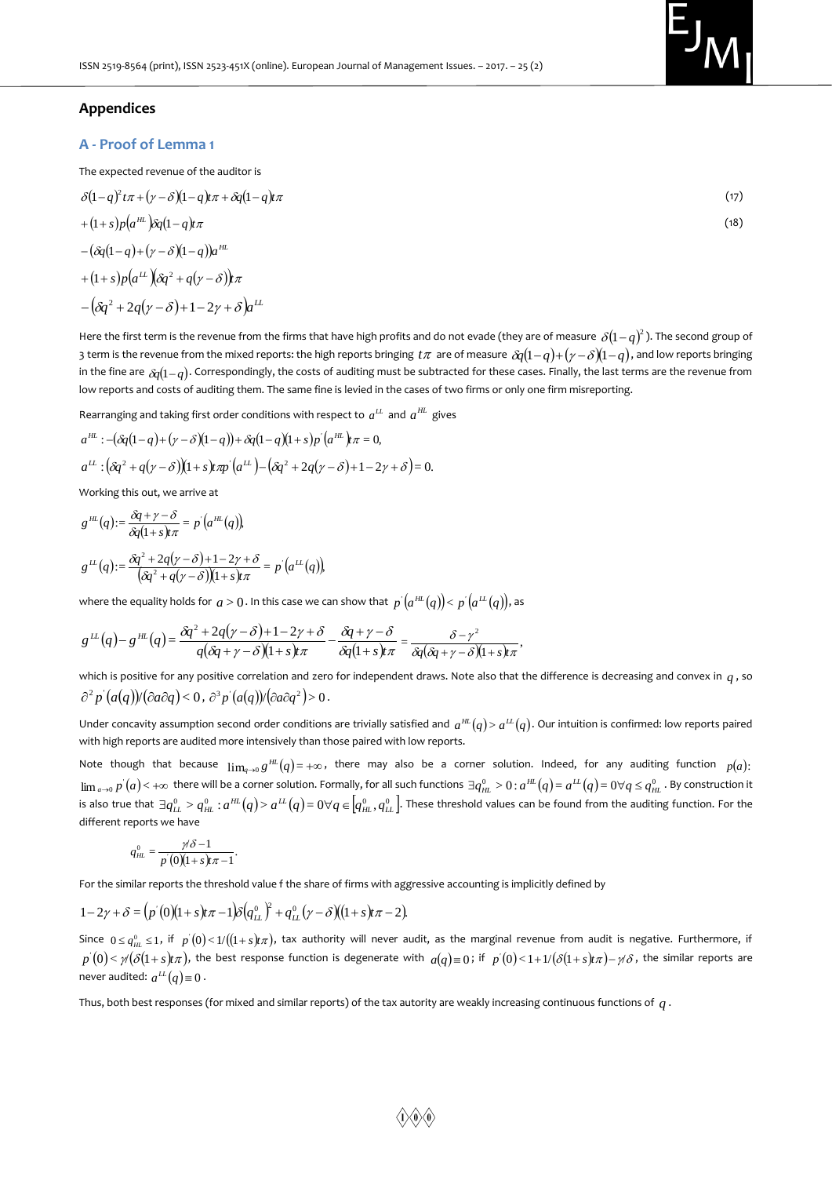## Appendices

### A - Proof of Lemma 1

The expected revenue of the auditor is

$$\delta(1-q)^2 t\pi + (\gamma-\delta)(1-q)t\pi + \delta q(1-q)t\pi \tag{17}$$

$$+(1+s)p\left(a^{HL}\right)\delta q(1-q)t\pi \tag{18}$$

$$-\left(\delta q(1-q)+(\gamma-\delta)(1-q)\right)a^{HL}$$

$$+(1+s)p\left(a^{LL}\right)\left(\delta q^2+q(\gamma-\delta)\right)t\pi$$

$$-\left(\delta q^2+2q(\gamma-\delta)+1-2\gamma+\delta\right)a^{LL}$$

Here the first term is the revenue from the firms that have high profits and do not evade (they are of measure $\delta(1-q)^2$). The second group of 3 term is the revenue from the mixed reports: the high reports bringing $t\pi$ are of measure $\delta q(1-q)+(\gamma-\delta)(1-q)$, and low reports bringing in the fine are $\delta q(1-q)$. Correspondingly, the costs of auditing must be subtracted for these cases. Finally, the last terms are the revenue from low reports and costs of auditing them. The same fine is levied in the cases of two firms or only one firm misreporting.

Rearranging and taking first order conditions with respect to $a^{LL}$ and $a^{HL}$ gives

$$a^{HL}: -\left(\delta q(1-q)+(\gamma-\delta)(1-q)\right)+\delta q(1-q)(1+s)p'\left(a^{HL}\right)t\pi = 0,$$

$$a^{LL}: \left(\delta q^2+q(\gamma-\delta)\right)(1+s)t\pi p'\left(a^{LL}\right)-\left(\delta q^2+2q(\gamma-\delta)+1-2\gamma+\delta\right)=0.$$

Working this out, we arrive at

$$g^{HL}(q):=\frac{\delta q+\gamma-\delta}{\delta q(1+s)t\pi}=p'\left(a^{HL}(q)\right),$$

$$g^{LL}(q):=\frac{\delta q^2+2q(\gamma-\delta)+1-2\gamma+\delta}{\left(\delta q^2+q(\gamma-\delta)\right)(1+s)t\pi}=p'\left(a^{LL}(q)\right),$$

where the equality holds for $a>0$. In this case we can show that $p'\left(a^{HL}(q)\right)<p'\left(a^{LL}(q)\right)$, as

$$g^{LL}(q)-g^{HL}(q)=\frac{\delta q^2+2q(\gamma-\delta)+1-2\gamma+\delta}{q(\delta q+\gamma-\delta)(1+s)t\pi}-\frac{\delta q+\gamma-\delta}{\delta q(1+s)t\pi}=\frac{\delta-\gamma^2}{\delta q(\delta q+\gamma-\delta)(1+s)t\pi},$$

which is positive for any positive correlation and zero for independent draws. Note also that the difference is decreasing and convex in $q$, so $\partial^2 p'(a(q))/(\partial a\partial q)<0$, $\partial^3 p'(a(q))/(\partial a\partial q^2)>0$.

Under concavity assumption second order conditions are trivially satisfied and $a^{HL}(q)>a^{LL}(q)$. Our intuition is confirmed: low reports paired with high reports are audited more intensively than those paired with low reports.

Note though that because $\lim_{q\to 0} g^{HL}(q)=+\infty$, there may also be a corner solution. Indeed, for any auditing function $p(a)$: $\lim_{a\to 0} p'(a)<+\infty$ there will be a corner solution. Formally, for all such functions $\exists q_{HL}^0>0: a^{HL}(q)=a^{LL}(q)=0\,\forall q\le q_{HL}^0$. By construction it is also true that $\exists q_{LL}^0>q_{HL}^0: a^{HL}(q)>a^{LL}(q)=0\,\forall q\in\left[q_{HL}^0,q_{LL}^0\right]$. These threshold values can be found from the auditing function. For the different reports we have

$$q_{HL}^0=\frac{\gamma/\delta-1}{p'(0)(1+s)t\pi-1}.$$

For the similar reports the threshold value f the share of firms with aggressive accounting is implicitly defined by

$$1-2\gamma+\delta=\left(p'(0)(1+s)t\pi-1\right)\delta\left(q_{LL}^0\right)^2+q_{LL}^0(\gamma-\delta)\left((1+s)t\pi-2\right).$$

Since $0\le q_{HL}^0\le 1$, if $p'(0)<1/((1+s)t\pi)$, tax authority will never audit, as the marginal revenue from audit is negative. Furthermore, if $p'(0)<\gamma/(\delta(1+s)t\pi)$, the best response function is degenerate with $a(q)\equiv 0$; if $p'(0)<1+1/(\delta(1+s)t\pi)-\gamma/\delta$, the similar reports are never audited: $a^{LL}(q)\equiv 0$.

Thus, both best responses (for mixed and similar reports) of the tax autority are weakly increasing continuous functions of $q$.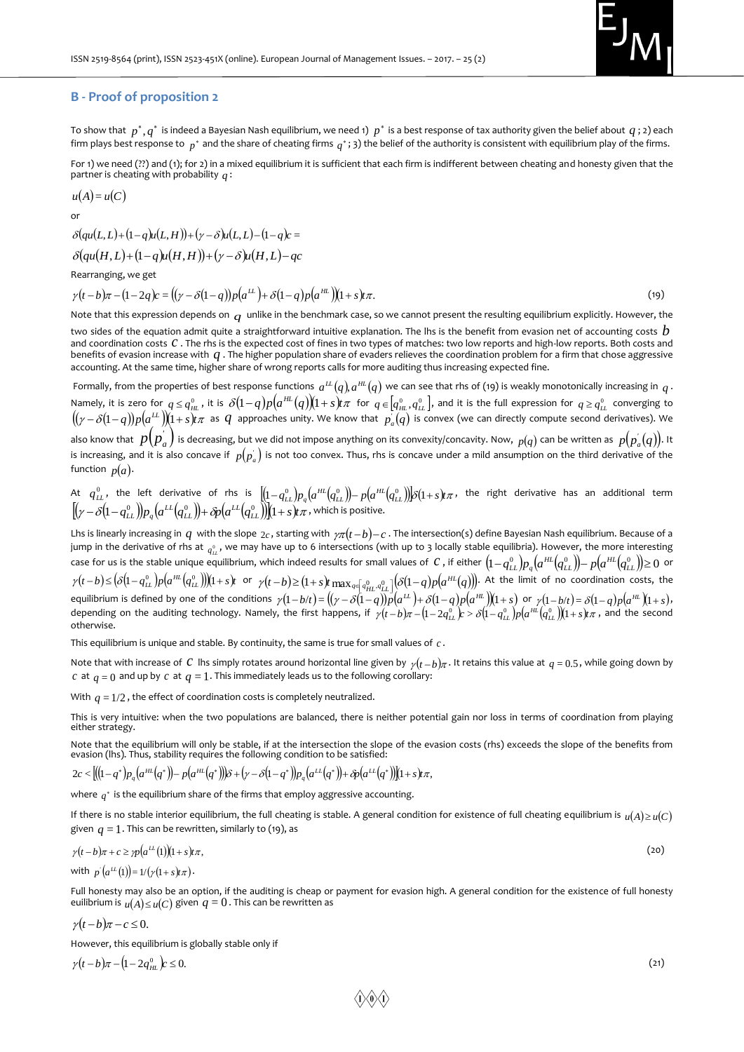## B - Proof of proposition 2

To show that $p^*, q^*$ is indeed a Bayesian Nash equilibrium, we need 1) $p^*$ is a best response of tax authority given the belief about $q$; 2) each firm plays best response to $p^*$ and the share of cheating firms $q^*$; 3) the belief of the authority is consistent with equilibrium play of the firms.

For 1) we need (??) and (1); for 2) in a mixed equilibrium it is sufficient that each firm is indifferent between cheating and honesty given that the partner is cheating with probability $q$:

$$u(A) = u(C)$$

or

$$\delta(qu(L,L) + (1-q)u(L,H)) + (\gamma - \delta)u(L,L) - (1-q)c =$$
$$\delta(qu(H,L) + (1-q)u(H,H)) + (\gamma - \delta)u(H,L) - qc$$

Rearranging, we get

$$\gamma(t-b)\pi - (1-2q)c = \left((\gamma - \delta(1-q))p(a^{LL}) + \delta(1-q)p(a^{HL})\right)(1+s)t\pi. \tag{19}$$

Note that this expression depends on $q$ unlike in the benchmark case, so we cannot present the resulting equilibrium explicitly. However, the two sides of the equation admit quite a straightforward intuitive explanation. The lhs is the benefit from evasion net of accounting costs $b$ and coordination costs $c$. The rhs is the expected cost of fines in two types of matches: two low reports and high-low reports. Both costs and benefits of evasion increase with $q$. The higher population share of evaders relieves the coordination problem for a firm that chose aggressive accounting. At the same time, higher share of wrong reports calls for more auditing thus increasing expected fine.

Formally, from the properties of best response functions $a^{LL}(q), a^{HL}(q)$ we can see that rhs of (19) is weakly monotonically increasing in $q$. Namely, it is zero for $q \le q^0_{HL}$, it is $\delta(1-q)p(a^{HL}(q))(1+s)t\pi$ for $q \in [q^0_{HL}, q^0_{LL}]$, and it is the full expression for $q \ge q^0_{LL}$ converging to $\left((\gamma - \delta(1-q))p(a^{LL})\right)(1+s)t\pi$ as $q$ approaches unity. We know that $p^{'}_a(q)$ is convex (we can directly compute second derivatives). We also know that $p(p^{'}_a)$ is decreasing, but we did not impose anything on its convexity/concavity. Now, $p(q)$ can be written as $p(p^{'}_a(q))$. It is increasing, and it is also concave if $p(p^{'}_a)$ is not too convex. Thus, rhs is concave under a mild ansumption on the third derivative of the function $p(a)$.

At $q^0_{LL}$, the left derivative of rhs is $\left[(1-q^0_{LL})p_q(a^{HL}(q^0_{LL})) - p(a^{HL}(q^0_{LL}))\right]\delta(1+s)t\pi$, the right derivative has an additional term $\left[(\gamma - \delta(1-q^0_{LL}))p_q(a^{LL}(q^0_{LL})) + \delta p(a^{LL}(q^0_{LL}))\right](1+s)t\pi$, which is positive.

Lhs is linearly increasing in $q$ with the slope $2c$, starting with $\gamma\pi(t-b)-c$. The intersection(s) define Bayesian Nash equilibrium. Because of a jump in the derivative of rhs at $q^0_{LL}$, we may have up to 6 intersections (with up to 3 locally stable equilibria). However, the more interesting case for us is the stable unique equilibrium, which indeed results for small values of $c$, if either $(1-q^0_{LL})p_q(a^{HL}(q^0_{LL})) - p(a^{HL}(q^0_{LL})) \ge 0$ or $\gamma(t-b) \le \left(\delta(1-q^0_{LL})p(a^{HL}(q^0_{LL}))\right)(1+s)t$ or $\gamma(t-b) \ge (1+s)t\max_{q\in[q^0_{HL}, q^0_{LL}]}\left(\delta(1-q)p(a^{HL}(q))\right)$. At the limit of no coordination costs, the equilibrium is defined by one of the conditions $\gamma(1-b/t) = \left((\gamma - \delta(1-q))p(a^{LL}) + \delta(1-q)p(a^{HL})\right)(1+s)$ or $\gamma(1-b/t) = \delta(1-q)p(a^{HL})(1+s)$, depending on the auditing technology. Namely, the first happens, if $\gamma(t-b)\pi - (1-2q^0_{LL})c > \delta(1-q^0_{LL})p(a^{HL}(q^0_{LL}))(1+s)t\pi$, and the second otherwise.

This equilibrium is unique and stable. By continuity, the same is true for small values of $c$.

Note that with increase of $c$ lhs simply rotates around horizontal line given by $\gamma(t-b)\pi$. It retains this value at $q = 0.5$, while going down by $c$ at $q = 0$ and up by $c$ at $q = 1$. This immediately leads us to the following corollary:

With $q = 1/2$, the effect of coordination costs is completely neutralized.

This is very intuitive: when the two populations are balanced, there is neither potential gain nor loss in terms of coordination from playing either strategy.

Note that the equilibrium will only be stable, if at the intersection the slope of the evasion costs (rhs) exceeds the slope of the benefits from evasion (lhs). Thus, stability requires the following condition to be satisfied:

$$2c < \left[\left((1-q^*)p_q(a^{HL}(q^*)) - p(a^{HL}(q^*))\right)\delta + (\gamma - \delta(1-q^*))p_q(a^{LL}(q^*)) + \delta p(a^{LL}(q^*))\right](1+s)t\pi,$$

where $q^*$ is the equilibrium share of the firms that employ aggressive accounting.

If there is no stable interior equilibrium, the full cheating is stable. A general condition for existence of full cheating equilibrium is $u(A) \ge u(C)$ given $q = 1$. This can be rewritten, similarly to (19), as

$$\gamma(t-b)\pi + c \ge \gamma p(a^{LL}(1))(1+s)t\pi, \tag{20}$$

with $p(a^{LL}(1)) = 1/(\gamma(1+s)t\pi)$.

Full honesty may also be an option, if the auditing is cheap or payment for evasion high. A general condition for the existence of full honesty euilibrium is $u(A) \le u(C)$ given $q = 0$. This can be rewritten as

$$\gamma(t-b)\pi - c \le 0.$$

However, this equilibrium is globally stable only if

$$\gamma(t-b)\pi - (1-2q^0_{HL})c \le 0. \tag{21}$$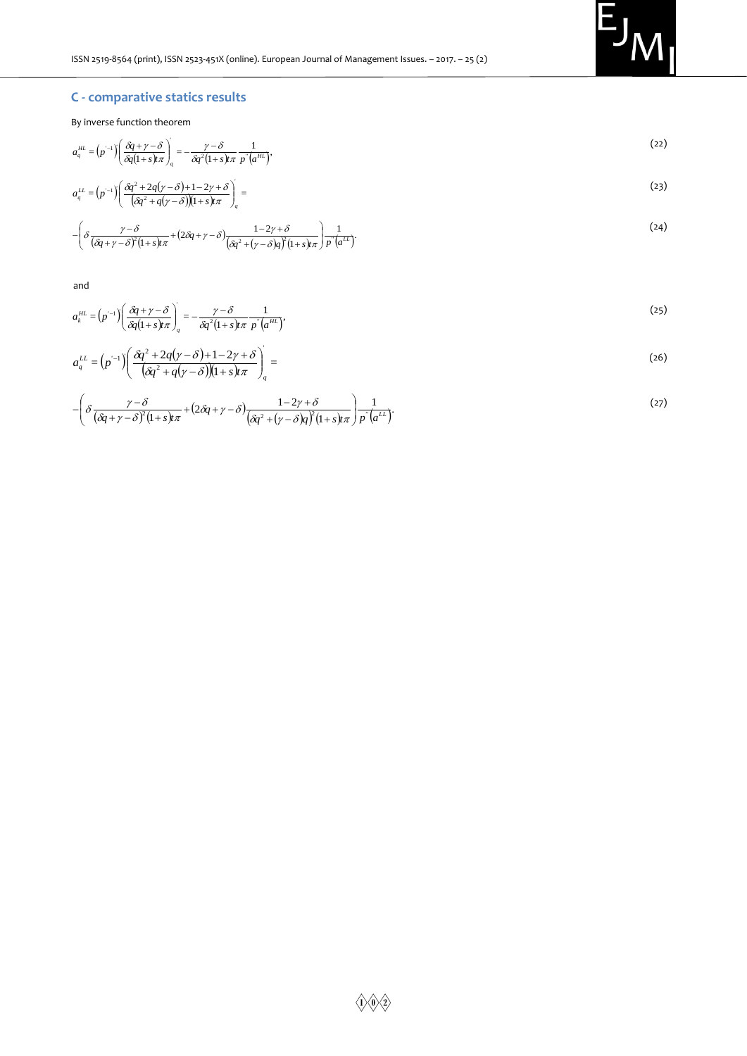## C - comparative statics results

By inverse function theorem

$$a_q^{HL} = \left(p^{'-1}\right)\left(\frac{\delta q+\gamma-\delta}{\delta q(1+s)t\pi}\right)_q^{'} = -\frac{\gamma-\delta}{\delta q^2(1+s)t\pi}\frac{1}{p^{''}\left(a^{HL}\right)}, \tag{22}$$

$$a_q^{LL} = \left(p^{'-1}\right)\left(\frac{\delta q^2+2q(\gamma-\delta)+1-2\gamma+\delta}{\left(\delta q^2+q(\gamma-\delta)\right)(1+s)t\pi}\right)_q^{'} = \tag{23}$$

$$-\left(\delta\frac{\gamma-\delta}{(\delta q+\gamma-\delta)^2(1+s)t\pi}+(2\delta q+\gamma-\delta)\frac{1-2\gamma+\delta}{\left(\delta q^2+(\gamma-\delta)q\right)^2(1+s)t\pi}\right)\frac{1}{p^{''}\left(a^{LL}\right)}. \tag{24}$$

and

$$a_k^{HL} = \left(p^{'-1}\right)\left(\frac{\delta q+\gamma-\delta}{\delta q(1+s)t\pi}\right)_q^{'} = -\frac{\gamma-\delta}{\delta q^2(1+s)t\pi}\frac{1}{p^{''}\left(a^{HL}\right)}, \tag{25}$$

$$a_q^{LL} = \left(p^{'-1}\right)\left(\frac{\delta q^2+2q(\gamma-\delta)+1-2\gamma+\delta}{\left(\delta q^2+q(\gamma-\delta)\right)(1+s)t\pi}\right)_q^{'} = \tag{26}$$

$$-\left(\delta\frac{\gamma-\delta}{(\delta q+\gamma-\delta)^2(1+s)t\pi}+(2\delta q+\gamma-\delta)\frac{1-2\gamma+\delta}{\left(\delta q^2+(\gamma-\delta)q\right)^2(1+s)t\pi}\right)\frac{1}{p^{''}\left(a^{LL}\right)}. \tag{27}$$